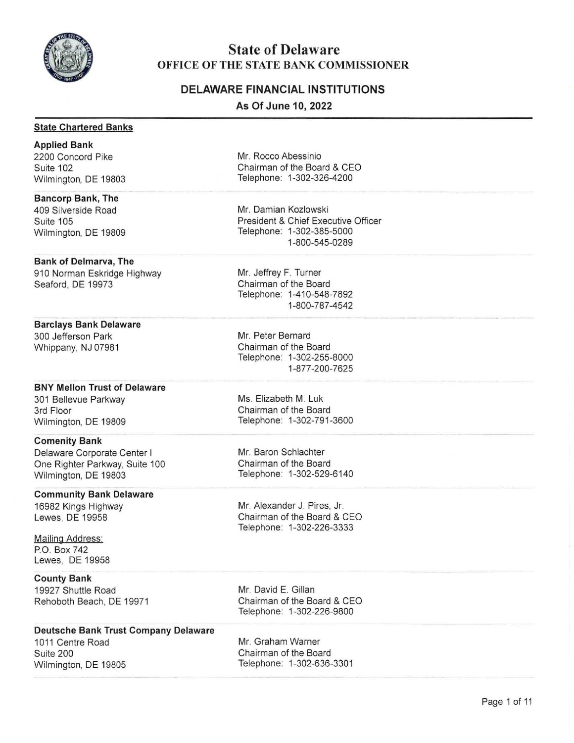# State of Delaware

## OFFICE OF THE STATE BANK COMMISSIONER

### DELAWARE FINANCIAL INSTITUTIONS

**As Of June 10, 2022**

---

**State Chartered Banks**

**Applied Bank**
2200 Concord Pike
Suite 102
Wilmington, DE 19803

Mr. Rocco Abessinio
Chairman of the Board & CEO
Telephone: 1-302-326-4200

---

**Bancorp Bank, The**
409 Silverside Road
Suite 105
Wilmington, DE 19809

Mr. Damian Kozlowski
President & Chief Executive Officer
Telephone: 1-302-385-5000
1-800-545-0289

---

**Bank of Delmarva, The**
910 Norman Eskridge Highway
Seaford, DE 19973

Mr. Jeffrey F. Turner
Chairman of the Board
Telephone: 1-410-548-7892
1-800-787-4542

---

**Barclays Bank Delaware**
300 Jefferson Park
Whippany, NJ 07981

Mr. Peter Bernard
Chairman of the Board
Telephone: 1-302-255-8000
1-877-200-7625

---

**BNY Mellon Trust of Delaware**
301 Bellevue Parkway
3rd Floor
Wilmington, DE 19809

Ms. Elizabeth M. Luk
Chairman of the Board
Telephone: 1-302-791-3600

---

**Comenity Bank**
Delaware Corporate Center I
One Righter Parkway, Suite 100
Wilmington, DE 19803

Mr. Baron Schlachter
Chairman of the Board
Telephone: 1-302-529-6140

---

**Community Bank Delaware**
16982 Kings Highway
Lewes, DE 19958

Mailing Address:
P.O. Box 742
Lewes, DE 19958

Mr. Alexander J. Pires, Jr.
Chairman of the Board & CEO
Telephone: 1-302-226-3333

---

**County Bank**
19927 Shuttle Road
Rehoboth Beach, DE 19971

Mr. David E. Gillan
Chairman of the Board & CEO
Telephone: 1-302-226-9800

---

**Deutsche Bank Trust Company Delaware**
1011 Centre Road
Suite 200
Wilmington, DE 19805

Mr. Graham Warner
Chairman of the Board
Telephone: 1-302-636-3301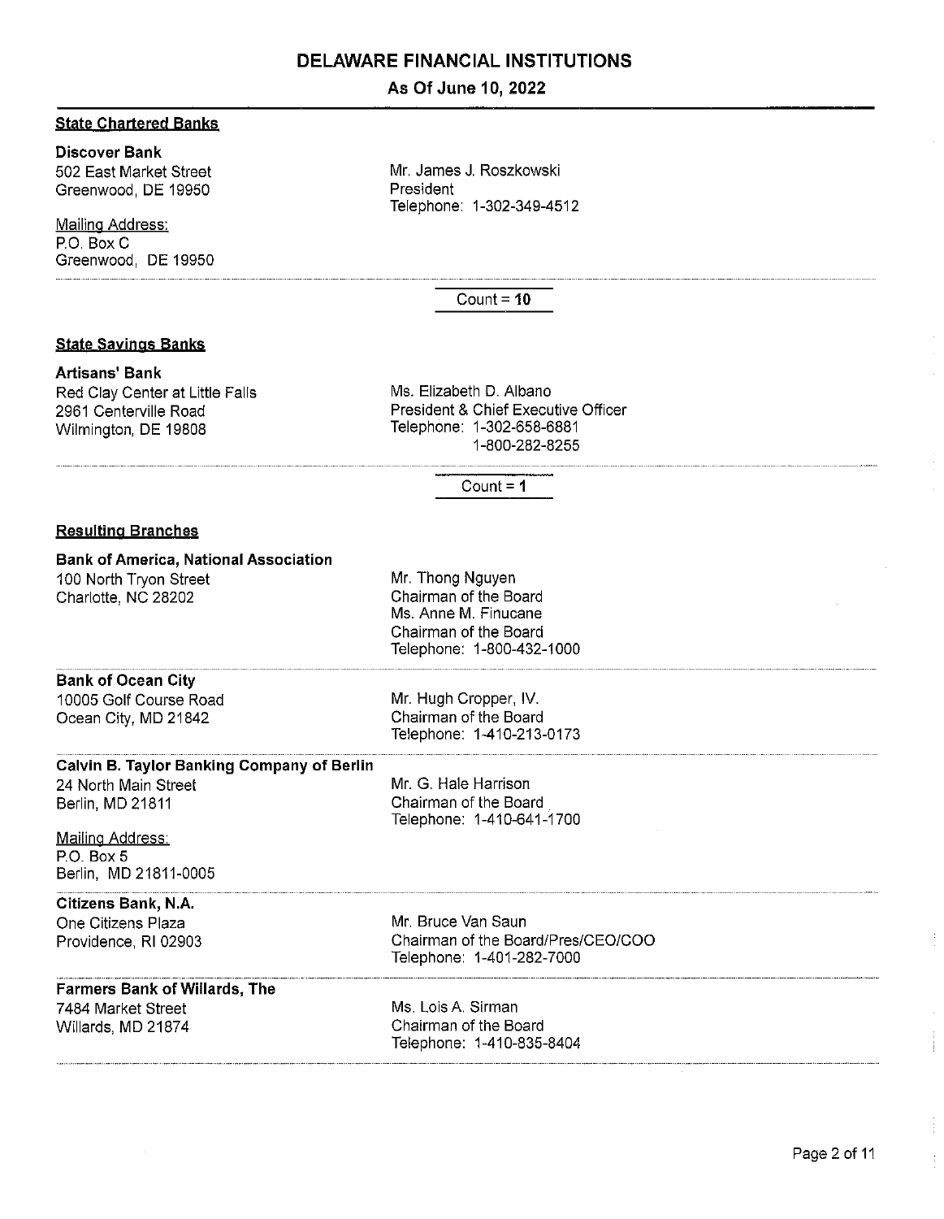# DELAWARE FINANCIAL INSTITUTIONS

## As Of June 10, 2022

### State Chartered Banks

**Discover Bank**
502 East Market Street
Greenwood, DE 19950

Mailing Address:
P.O. Box C
Greenwood, DE 19950

Mr. James J. Roszkowski
President
Telephone: 1-302-349-4512

Count = **10**

### State Savings Banks

**Artisans' Bank**
Red Clay Center at Little Falls
2961 Centerville Road
Wilmington, DE 19808

Ms. Elizabeth D. Albano
President & Chief Executive Officer
Telephone: 1-302-658-6881
1-800-282-8255

Count = **1**

### Resulting Branches

**Bank of America, National Association**
100 North Tryon Street
Charlotte, NC 28202

Mr. Thong Nguyen
Chairman of the Board
Ms. Anne M. Finucane
Chairman of the Board
Telephone: 1-800-432-1000

---

**Bank of Ocean City**
10005 Golf Course Road
Ocean City, MD 21842

Mr. Hugh Cropper, IV.
Chairman of the Board
Telephone: 1-410-213-0173

---

**Calvin B. Taylor Banking Company of Berlin**
24 North Main Street
Berlin, MD 21811

Mailing Address:
P.O. Box 5
Berlin, MD 21811-0005

Mr. G. Hale Harrison
Chairman of the Board
Telephone: 1-410-641-1700

---

**Citizens Bank, N.A.**
One Citizens Plaza
Providence, RI 02903

Mr. Bruce Van Saun
Chairman of the Board/Pres/CEO/COO
Telephone: 1-401-282-7000

---

**Farmers Bank of Willards, The**
7484 Market Street
Willards, MD 21874

Ms. Lois A. Sirman
Chairman of the Board
Telephone: 1-410-835-8404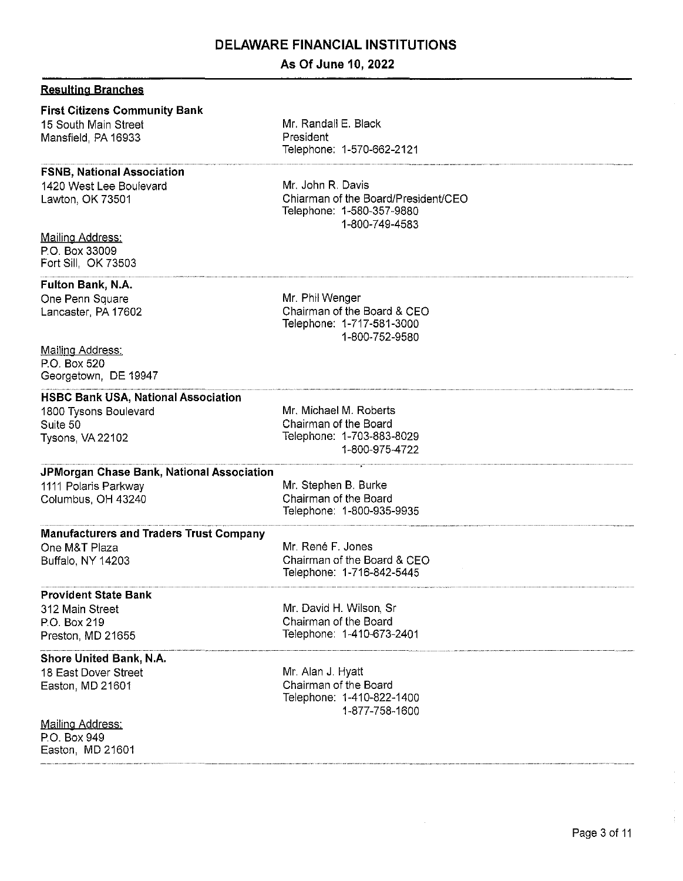# DELAWARE FINANCIAL INSTITUTIONS

## As Of June 10, 2022

### Resulting Branches

**First Citizens Community Bank**
15 South Main Street
Mansfield, PA 16933

Mr. Randall E. Black
President
Telephone: 1-570-662-2121

---

**FSNB, National Association**
1420 West Lee Boulevard
Lawton, OK 73501

Mailing Address:
P.O. Box 33009
Fort Sill, OK 73503

Mr. John R. Davis
Chiarman of the Board/President/CEO
Telephone: 1-580-357-9880
1-800-749-4583

---

**Fulton Bank, N.A.**
One Penn Square
Lancaster, PA 17602

Mailing Address:
P.O. Box 520
Georgetown, DE 19947

Mr. Phil Wenger
Chairman of the Board & CEO
Telephone: 1-717-581-3000
1-800-752-9580

---

**HSBC Bank USA, National Association**
1800 Tysons Boulevard
Suite 50
Tysons, VA 22102

Mr. Michael M. Roberts
Chairman of the Board
Telephone: 1-703-883-8029
1-800-975-4722

---

**JPMorgan Chase Bank, National Association**
1111 Polaris Parkway
Columbus, OH 43240

Mr. Stephen B. Burke
Chairman of the Board
Telephone: 1-800-935-9935

---

**Manufacturers and Traders Trust Company**
One M&T Plaza
Buffalo, NY 14203

Mr. René F. Jones
Chairman of the Board & CEO
Telephone: 1-716-842-5445

---

**Provident State Bank**
312 Main Street
P.O. Box 219
Preston, MD 21655

Mr. David H. Wilson, Sr
Chairman of the Board
Telephone: 1-410-673-2401

---

**Shore United Bank, N.A.**
18 East Dover Street
Easton, MD 21601

Mailing Address:
P.O. Box 949
Easton, MD 21601

Mr. Alan J. Hyatt
Chairman of the Board
Telephone: 1-410-822-1400
1-877-758-1600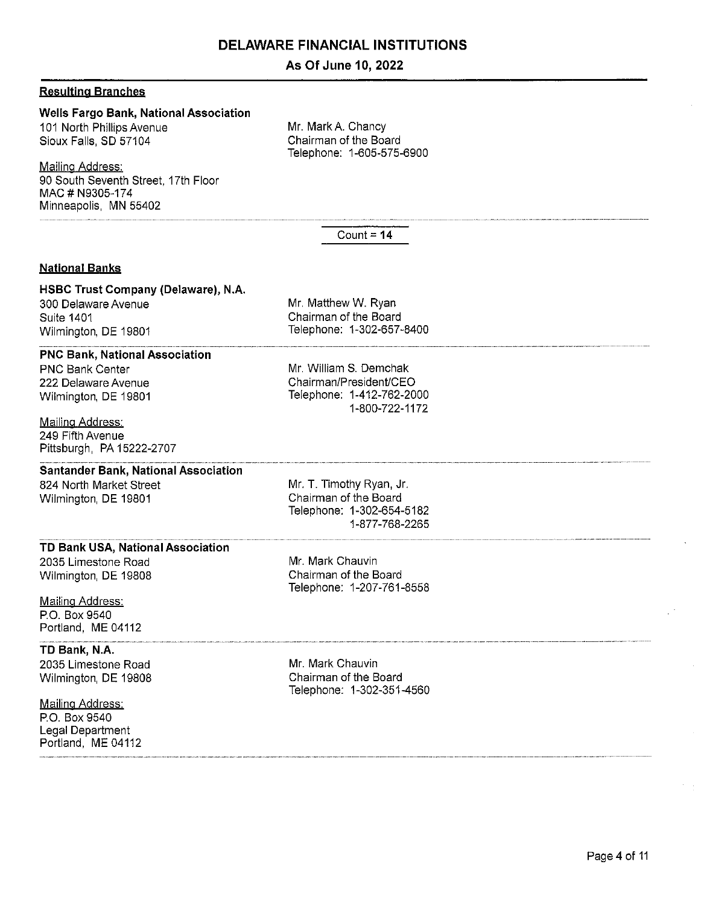## DELAWARE FINANCIAL INSTITUTIONS

### As Of June 10, 2022

### Resulting Branches

**Wells Fargo Bank, National Association**
101 North Phillips Avenue
Sioux Falls, SD 57104

Mailing Address:
90 South Seventh Street, 17th Floor
MAC # N9305-174
Minneapolis, MN 55402

Mr. Mark A. Chancy
Chairman of the Board
Telephone: 1-605-575-6900

Count = **14**

### National Banks

**HSBC Trust Company (Delaware), N.A.**
300 Delaware Avenue
Suite 1401
Wilmington, DE 19801

Mr. Matthew W. Ryan
Chairman of the Board
Telephone: 1-302-657-8400

**PNC Bank, National Association**
PNC Bank Center
222 Delaware Avenue
Wilmington, DE 19801

Mailing Address:
249 Fifth Avenue
Pittsburgh, PA 15222-2707

Mr. William S. Demchak
Chairman/President/CEO
Telephone: 1-412-762-2000
1-800-722-1172

**Santander Bank, National Association**
824 North Market Street
Wilmington, DE 19801

Mr. T. Timothy Ryan, Jr.
Chairman of the Board
Telephone: 1-302-654-5182
1-877-768-2265

**TD Bank USA, National Association**
2035 Limestone Road
Wilmington, DE 19808

Mailing Address:
P.O. Box 9540
Portland, ME 04112

Mr. Mark Chauvin
Chairman of the Board
Telephone: 1-207-761-8558

**TD Bank, N.A.**
2035 Limestone Road
Wilmington, DE 19808

Mailing Address:
P.O. Box 9540
Legal Department
Portland, ME 04112

Mr. Mark Chauvin
Chairman of the Board
Telephone: 1-302-351-4560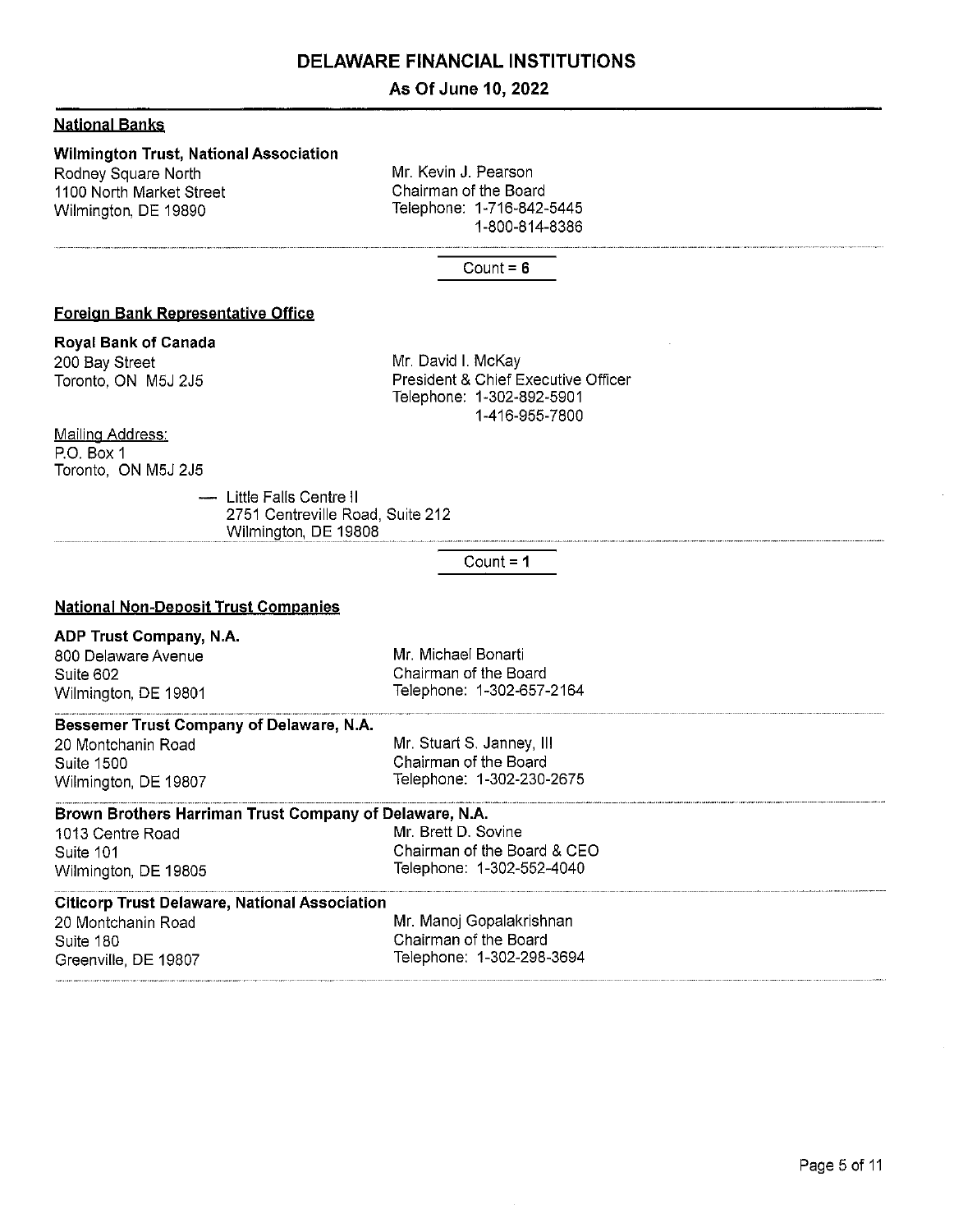# DELAWARE FINANCIAL INSTITUTIONS

## As Of June 10, 2022

### National Banks

**Wilmington Trust, National Association**
Rodney Square North
1100 North Market Street
Wilmington, DE 19890

Mr. Kevin J. Pearson
Chairman of the Board
Telephone: 1-716-842-5445
1-800-814-8386

Count = **6**

### Foreign Bank Representative Office

**Royal Bank of Canada**
200 Bay Street
Toronto, ON M5J 2J5

Mr. David I. McKay
President & Chief Executive Officer
Telephone: 1-302-892-5901
1-416-955-7800

Mailing Address:
P.O. Box 1
Toronto, ON M5J 2J5

— Little Falls Centre II
2751 Centreville Road, Suite 212
Wilmington, DE 19808

Count = **1**

### National Non-Deposit Trust Companies

**ADP Trust Company, N.A.**
800 Delaware Avenue
Suite 602
Wilmington, DE 19801

Mr. Michael Bonarti
Chairman of the Board
Telephone: 1-302-657-2164

**Bessemer Trust Company of Delaware, N.A.**
20 Montchanin Road
Suite 1500
Wilmington, DE 19807

Mr. Stuart S. Janney, III
Chairman of the Board
Telephone: 1-302-230-2675

**Brown Brothers Harriman Trust Company of Delaware, N.A.**
1013 Centre Road
Suite 101
Wilmington, DE 19805

Mr. Brett D. Sovine
Chairman of the Board & CEO
Telephone: 1-302-552-4040

**Citicorp Trust Delaware, National Association**
20 Montchanin Road
Suite 180
Greenville, DE 19807

Mr. Manoj Gopalakrishnan
Chairman of the Board
Telephone: 1-302-298-3694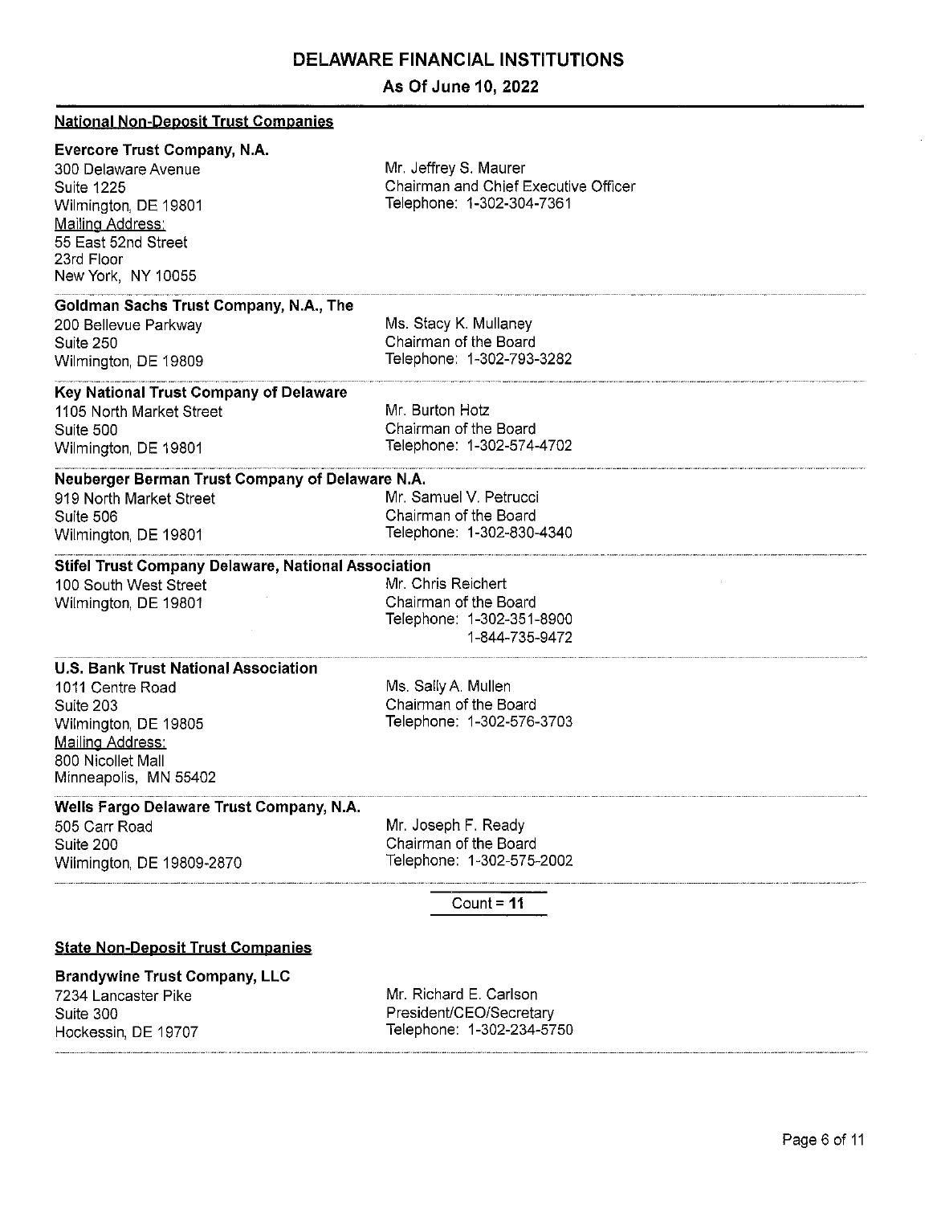# DELAWARE FINANCIAL INSTITUTIONS

## As Of June 10, 2022

### National Non-Deposit Trust Companies

**Evercore Trust Company, N.A.**
300 Delaware Avenue
Suite 1225
Wilmington, DE 19801
Mailing Address:
55 East 52nd Street
23rd Floor
New York, NY 10055

Mr. Jeffrey S. Maurer
Chairman and Chief Executive Officer
Telephone: 1-302-304-7361

---

**Goldman Sachs Trust Company, N.A., The**
200 Bellevue Parkway
Suite 250
Wilmington, DE 19809

Ms. Stacy K. Mullaney
Chairman of the Board
Telephone: 1-302-793-3282

---

**Key National Trust Company of Delaware**
1105 North Market Street
Suite 500
Wilmington, DE 19801

Mr. Burton Hotz
Chairman of the Board
Telephone: 1-302-574-4702

---

**Neuberger Berman Trust Company of Delaware N.A.**
919 North Market Street
Suite 506
Wilmington, DE 19801

Mr. Samuel V. Petrucci
Chairman of the Board
Telephone: 1-302-830-4340

---

**Stifel Trust Company Delaware, National Association**
100 South West Street
Wilmington, DE 19801

Mr. Chris Reichert
Chairman of the Board
Telephone: 1-302-351-8900
1-844-735-9472

---

**U.S. Bank Trust National Association**
1011 Centre Road
Suite 203
Wilmington, DE 19805
Mailing Address:
800 Nicollet Mall
Minneapolis, MN 55402

Ms. Sally A. Mullen
Chairman of the Board
Telephone: 1-302-576-3703

---

**Wells Fargo Delaware Trust Company, N.A.**
505 Carr Road
Suite 200
Wilmington, DE 19809-2870

Mr. Joseph F. Ready
Chairman of the Board
Telephone: 1-302-575-2002

---

Count = **11**

### State Non-Deposit Trust Companies

**Brandywine Trust Company, LLC**
7234 Lancaster Pike
Suite 300
Hockessin, DE 19707

Mr. Richard E. Carlson
President/CEO/Secretary
Telephone: 1-302-234-5750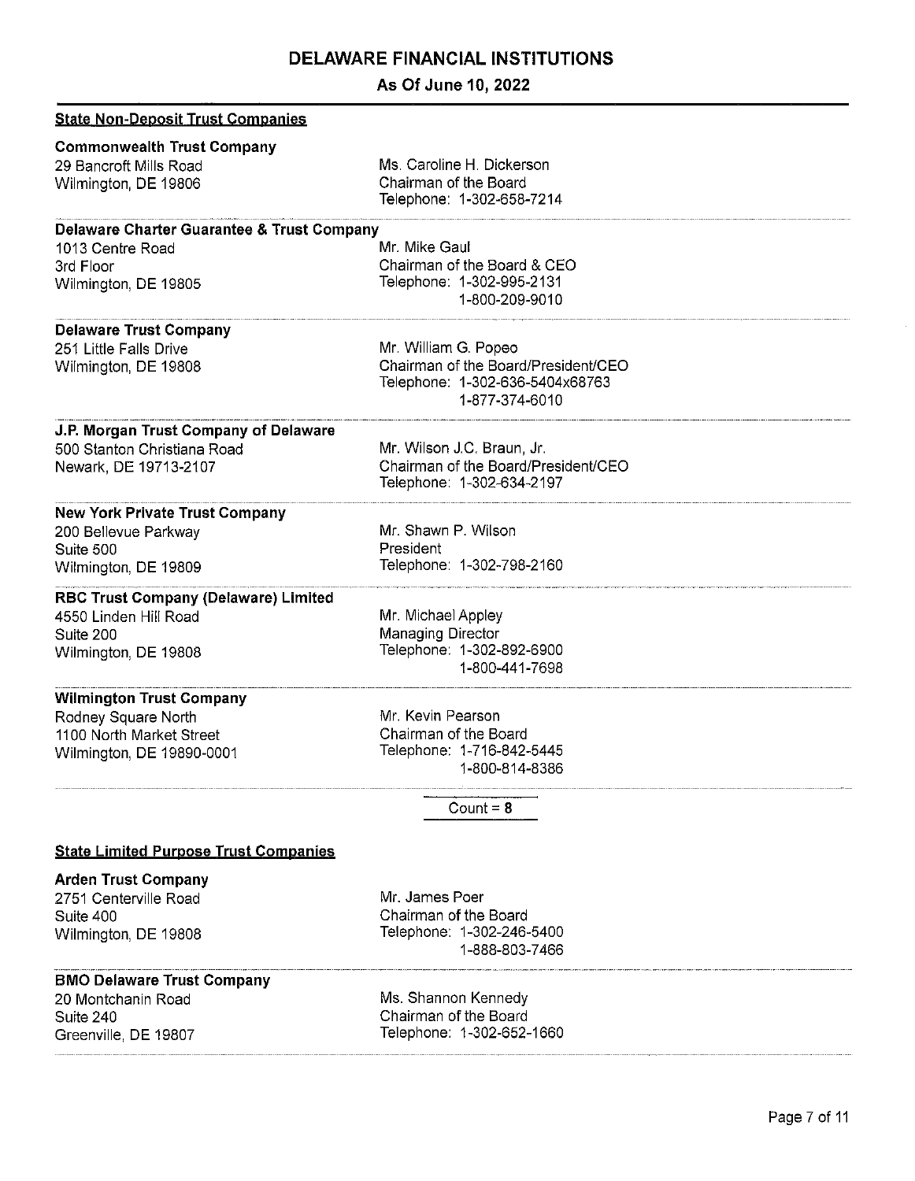# DELAWARE FINANCIAL INSTITUTIONS

## As Of June 10, 2022

### State Non-Deposit Trust Companies

**Commonwealth Trust Company**
29 Bancroft Mills Road
Wilmington, DE 19806

Ms. Caroline H. Dickerson
Chairman of the Board
Telephone: 1-302-658-7214

---

**Delaware Charter Guarantee & Trust Company**
1013 Centre Road
3rd Floor
Wilmington, DE 19805

Mr. Mike Gaul
Chairman of the Board & CEO
Telephone: 1-302-995-2131
1-800-209-9010

---

**Delaware Trust Company**
251 Little Falls Drive
Wilmington, DE 19808

Mr. William G. Popeo
Chairman of the Board/President/CEO
Telephone: 1-302-636-5404x68763
1-877-374-6010

---

**J.P. Morgan Trust Company of Delaware**
500 Stanton Christiana Road
Newark, DE 19713-2107

Mr. Wilson J.C. Braun, Jr.
Chairman of the Board/President/CEO
Telephone: 1-302-634-2197

---

**New York Private Trust Company**
200 Bellevue Parkway
Suite 500
Wilmington, DE 19809

Mr. Shawn P. Wilson
President
Telephone: 1-302-798-2160

---

**RBC Trust Company (Delaware) Limited**
4550 Linden Hill Road
Suite 200
Wilmington, DE 19808

Mr. Michael Appley
Managing Director
Telephone: 1-302-892-6900
1-800-441-7698

---

**Wilmington Trust Company**
Rodney Square North
1100 North Market Street
Wilmington, DE 19890-0001

Mr. Kevin Pearson
Chairman of the Board
Telephone: 1-716-842-5445
1-800-814-8386

---

Count = **8**

### State Limited Purpose Trust Companies

**Arden Trust Company**
2751 Centerville Road
Suite 400
Wilmington, DE 19808

Mr. James Poer
Chairman of the Board
Telephone: 1-302-246-5400
1-888-803-7466

---

**BMO Delaware Trust Company**
20 Montchanin Road
Suite 240
Greenville, DE 19807

Ms. Shannon Kennedy
Chairman of the Board
Telephone: 1-302-652-1660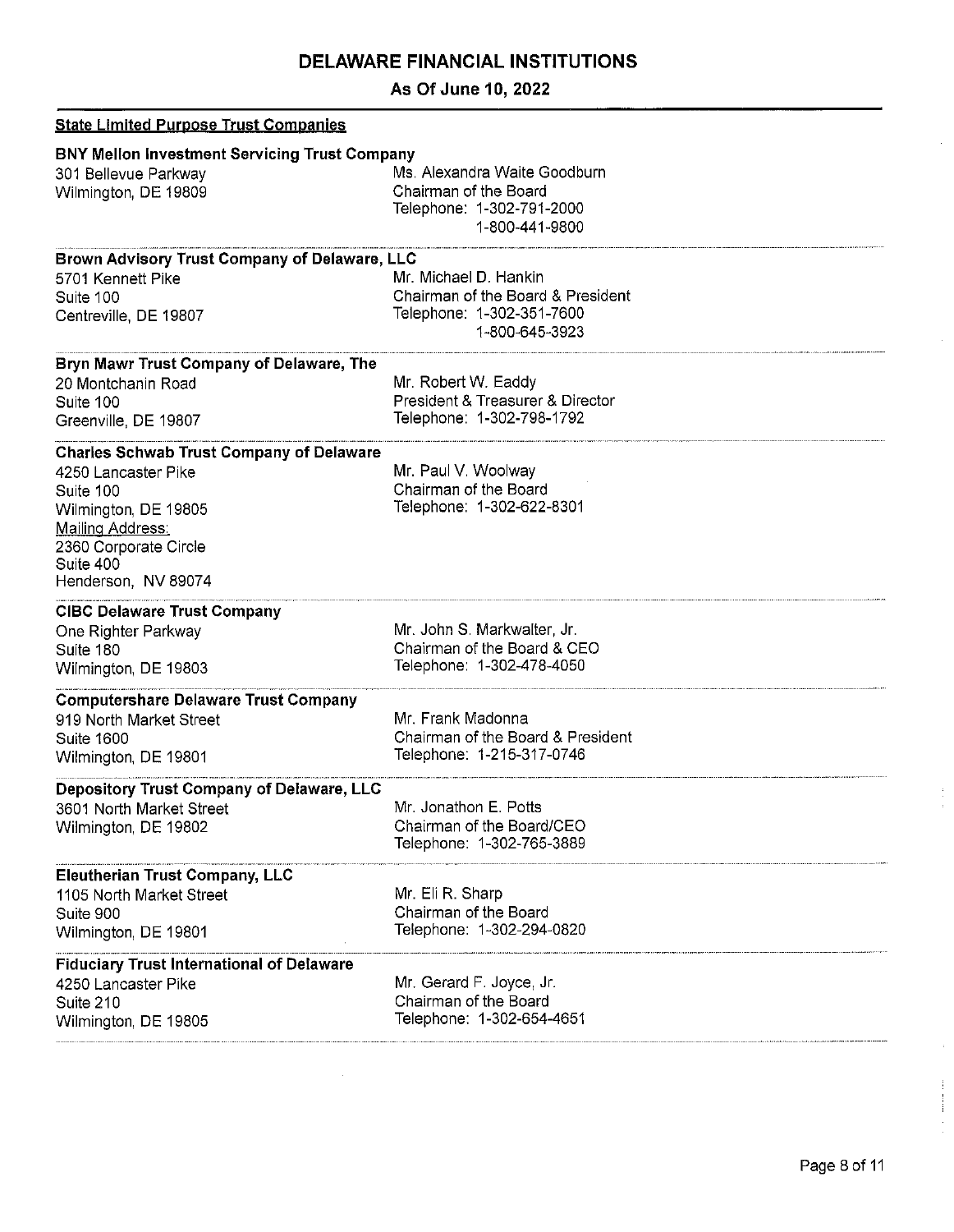# DELAWARE FINANCIAL INSTITUTIONS

## As Of June 10, 2022

### State Limited Purpose Trust Companies

**BNY Mellon Investment Servicing Trust Company**
301 Bellevue Parkway
Wilmington, DE 19809

Ms. Alexandra Waite Goodburn
Chairman of the Board
Telephone: 1-302-791-2000
1-800-441-9800

---

**Brown Advisory Trust Company of Delaware, LLC**
5701 Kennett Pike
Suite 100
Centreville, DE 19807

Mr. Michael D. Hankin
Chairman of the Board & President
Telephone: 1-302-351-7600
1-800-645-3923

---

**Bryn Mawr Trust Company of Delaware, The**
20 Montchanin Road
Suite 100
Greenville, DE 19807

Mr. Robert W. Eaddy
President & Treasurer & Director
Telephone: 1-302-798-1792

---

**Charles Schwab Trust Company of Delaware**
4250 Lancaster Pike
Suite 100
Wilmington, DE 19805
Mailing Address:
2360 Corporate Circle
Suite 400
Henderson, NV 89074

Mr. Paul V. Woolway
Chairman of the Board
Telephone: 1-302-622-8301

---

**CIBC Delaware Trust Company**
One Righter Parkway
Suite 180
Wilmington, DE 19803

Mr. John S. Markwalter, Jr.
Chairman of the Board & CEO
Telephone: 1-302-478-4050

---

**Computershare Delaware Trust Company**
919 North Market Street
Suite 1600
Wilmington, DE 19801

Mr. Frank Madonna
Chairman of the Board & President
Telephone: 1-215-317-0746

---

**Depository Trust Company of Delaware, LLC**
3601 North Market Street
Wilmington, DE 19802

Mr. Jonathon E. Potts
Chairman of the Board/CEO
Telephone: 1-302-765-3889

---

**Eleutherian Trust Company, LLC**
1105 North Market Street
Suite 900
Wilmington, DE 19801

Mr. Eli R. Sharp
Chairman of the Board
Telephone: 1-302-294-0820

---

**Fiduciary Trust International of Delaware**
4250 Lancaster Pike
Suite 210
Wilmington, DE 19805

Mr. Gerard F. Joyce, Jr.
Chairman of the Board
Telephone: 1-302-654-4651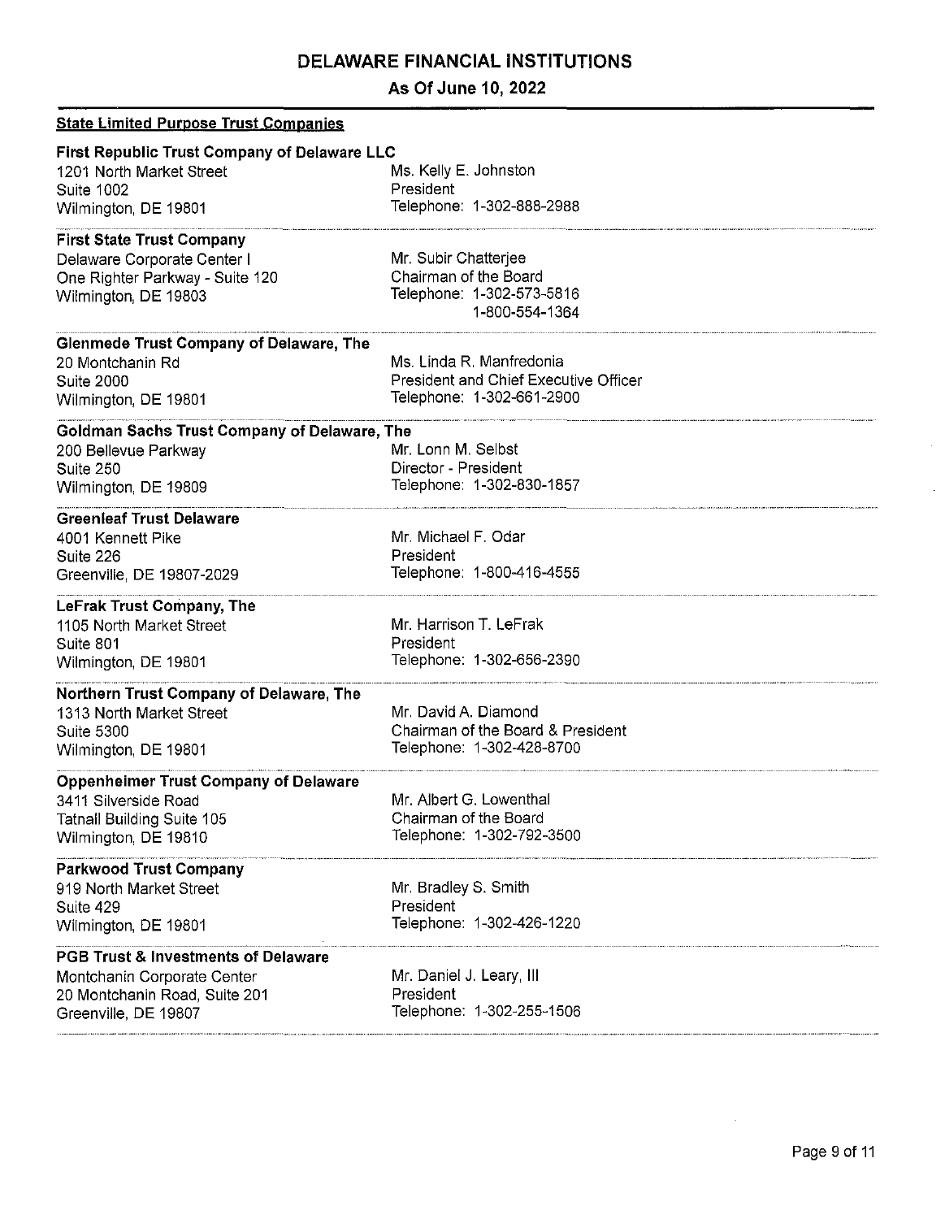# DELAWARE FINANCIAL INSTITUTIONS

## As Of June 10, 2022

### State Limited Purpose Trust Companies

**First Republic Trust Company of Delaware LLC**
1201 North Market Street
Suite 1002
Wilmington, DE 19801

Ms. Kelly E. Johnston
President
Telephone: 1-302-888-2988

---

**First State Trust Company**
Delaware Corporate Center I
One Righter Parkway - Suite 120
Wilmington, DE 19803

Mr. Subir Chatterjee
Chairman of the Board
Telephone: 1-302-573-5816
1-800-554-1364

---

**Glenmede Trust Company of Delaware, The**
20 Montchanin Rd
Suite 2000
Wilmington, DE 19801

Ms. Linda R. Manfredonia
President and Chief Executive Officer
Telephone: 1-302-661-2900

---

**Goldman Sachs Trust Company of Delaware, The**
200 Bellevue Parkway
Suite 250
Wilmington, DE 19809

Mr. Lonn M. Selbst
Director - President
Telephone: 1-302-830-1857

---

**Greenleaf Trust Delaware**
4001 Kennett Pike
Suite 226
Greenville, DE 19807-2029

Mr. Michael F. Odar
President
Telephone: 1-800-416-4555

---

**LeFrak Trust Company, The**
1105 North Market Street
Suite 801
Wilmington, DE 19801

Mr. Harrison T. LeFrak
President
Telephone: 1-302-656-2390

---

**Northern Trust Company of Delaware, The**
1313 North Market Street
Suite 5300
Wilmington, DE 19801

Mr. David A. Diamond
Chairman of the Board & President
Telephone: 1-302-428-8700

---

**Oppenheimer Trust Company of Delaware**
3411 Silverside Road
Tatnall Building Suite 105
Wilmington, DE 19810

Mr. Albert G. Lowenthal
Chairman of the Board
Telephone: 1-302-792-3500

---

**Parkwood Trust Company**
919 North Market Street
Suite 429
Wilmington, DE 19801

Mr. Bradley S. Smith
President
Telephone: 1-302-426-1220

---

**PGB Trust & Investments of Delaware**
Montchanin Corporate Center
20 Montchanin Road, Suite 201
Greenville, DE 19807

Mr. Daniel J. Leary, III
President
Telephone: 1-302-255-1506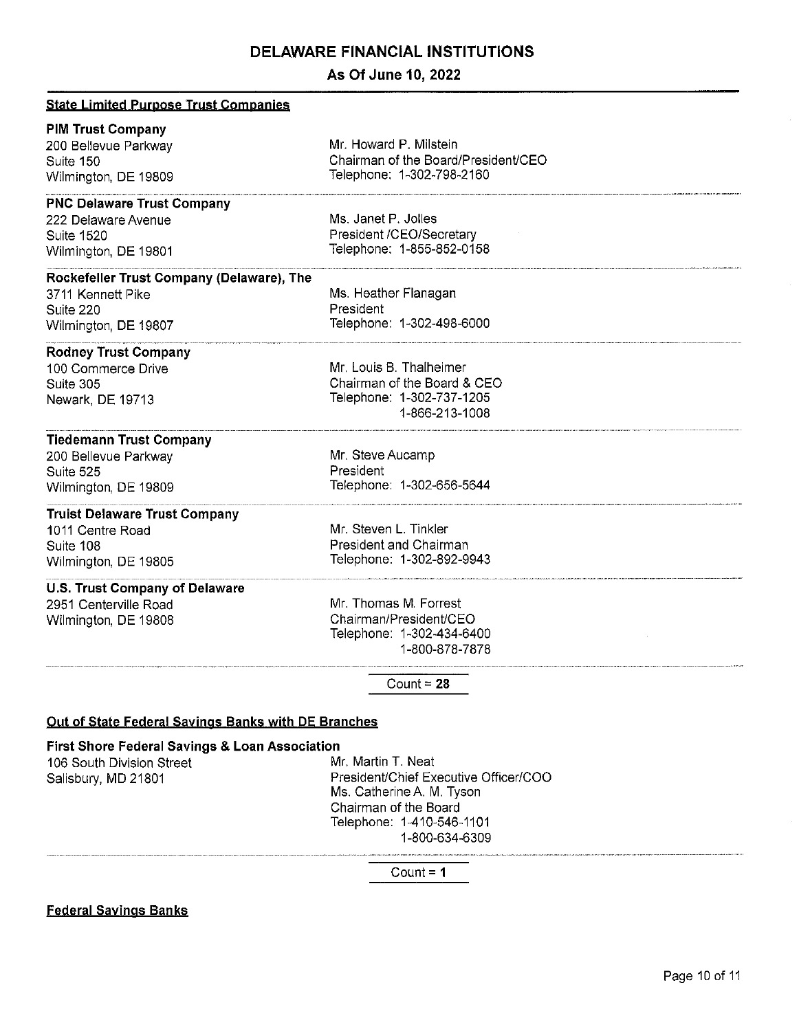# DELAWARE FINANCIAL INSTITUTIONS

## As Of June 10, 2022

### State Limited Purpose Trust Companies

**PIM Trust Company**
200 Bellevue Parkway
Suite 150
Wilmington, DE 19809

Mr. Howard P. Milstein
Chairman of the Board/President/CEO
Telephone: 1-302-798-2160

---

**PNC Delaware Trust Company**
222 Delaware Avenue
Suite 1520
Wilmington, DE 19801

Ms. Janet P. Jolles
President /CEO/Secretary
Telephone: 1-855-852-0158

---

**Rockefeller Trust Company (Delaware), The**
3711 Kennett Pike
Suite 220
Wilmington, DE 19807

Ms. Heather Flanagan
President
Telephone: 1-302-498-6000

---

**Rodney Trust Company**
100 Commerce Drive
Suite 305
Newark, DE 19713

Mr. Louis B. Thalheimer
Chairman of the Board & CEO
Telephone: 1-302-737-1205
1-866-213-1008

---

**Tiedemann Trust Company**
200 Bellevue Parkway
Suite 525
Wilmington, DE 19809

Mr. Steve Aucamp
President
Telephone: 1-302-656-5644

---

**Truist Delaware Trust Company**
1011 Centre Road
Suite 108
Wilmington, DE 19805

Mr. Steven L. Tinkler
President and Chairman
Telephone: 1-302-892-9943

---

**U.S. Trust Company of Delaware**
2951 Centerville Road
Wilmington, DE 19808

Mr. Thomas M. Forrest
Chairman/President/CEO
Telephone: 1-302-434-6400
1-800-878-7878

---

Count = **28**

### Out of State Federal Savings Banks with DE Branches

**First Shore Federal Savings & Loan Association**
106 South Division Street
Salisbury, MD 21801

Mr. Martin T. Neat
President/Chief Executive Officer/COO
Ms. Catherine A. M. Tyson
Chairman of the Board
Telephone: 1-410-546-1101
1-800-634-6309

---

Count = **1**

### Federal Savings Banks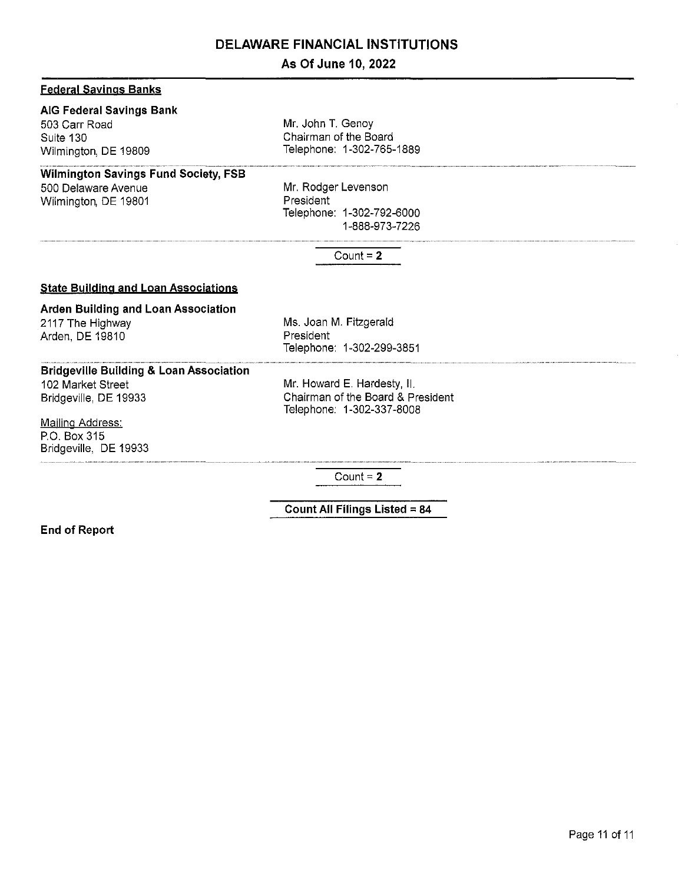# DELAWARE FINANCIAL INSTITUTIONS

## As Of June 10, 2022

### Federal Savings Banks

**AIG Federal Savings Bank**
503 Carr Road
Suite 130
Wilmington, DE 19809

Mr. John T. Genoy
Chairman of the Board
Telephone: 1-302-765-1889

**Wilmington Savings Fund Society, FSB**
500 Delaware Avenue
Wilmington, DE 19801

Mr. Rodger Levenson
President
Telephone: 1-302-792-6000
1-888-973-7226

Count = **2**

### State Building and Loan Associations

**Arden Building and Loan Association**
2117 The Highway
Arden, DE 19810

Ms. Joan M. Fitzgerald
President
Telephone: 1-302-299-3851

**Bridgeville Building & Loan Association**
102 Market Street
Bridgeville, DE 19933

Mailing Address:
P.O. Box 315
Bridgeville, DE 19933

Mr. Howard E. Hardesty, II.
Chairman of the Board & President
Telephone: 1-302-337-8008

Count = **2**

**Count All Filings Listed = 84**

**End of Report**